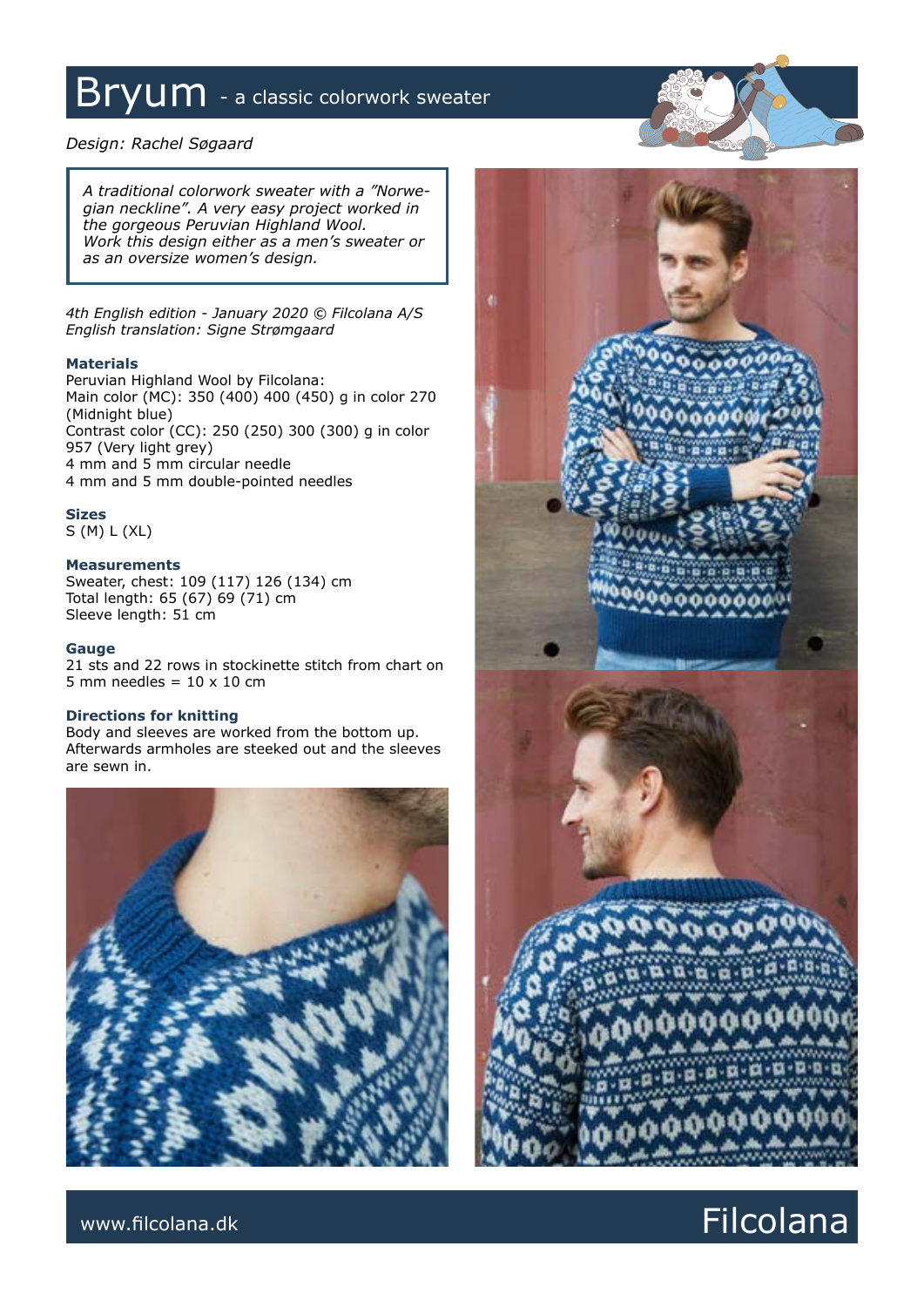# Bryum - a classic colorwork sweater

*Design: Rachel Søgaard*

*A traditional colorwork sweater with a "Norwegian neckline". A very easy project worked in the gorgeous Peruvian Highland Wool. Work this design either as a men's sweater or as an oversize women's design.*

*4th English edition - January 2020 © Filcolana A/S*
*English translation: Signe Strømgaard*

### Materials

Peruvian Highland Wool by Filcolana:
Main color (MC): 350 (400) 400 (450) g in color 270 (Midnight blue)
Contrast color (CC): 250 (250) 300 (300) g in color 957 (Very light grey)
4 mm and 5 mm circular needle
4 mm and 5 mm double-pointed needles

### Sizes

S (M) L (XL)

### Measurements

Sweater, chest: 109 (117) 126 (134) cm
Total length: 65 (67) 69 (71) cm
Sleeve length: 51 cm

### Gauge

21 sts and 22 rows in stockinette stitch from chart on 5 mm needles = 10 x 10 cm

### Directions for knitting

Body and sleeves are worked from the bottom up. Afterwards armholes are steeked out and the sleeves are sewn in.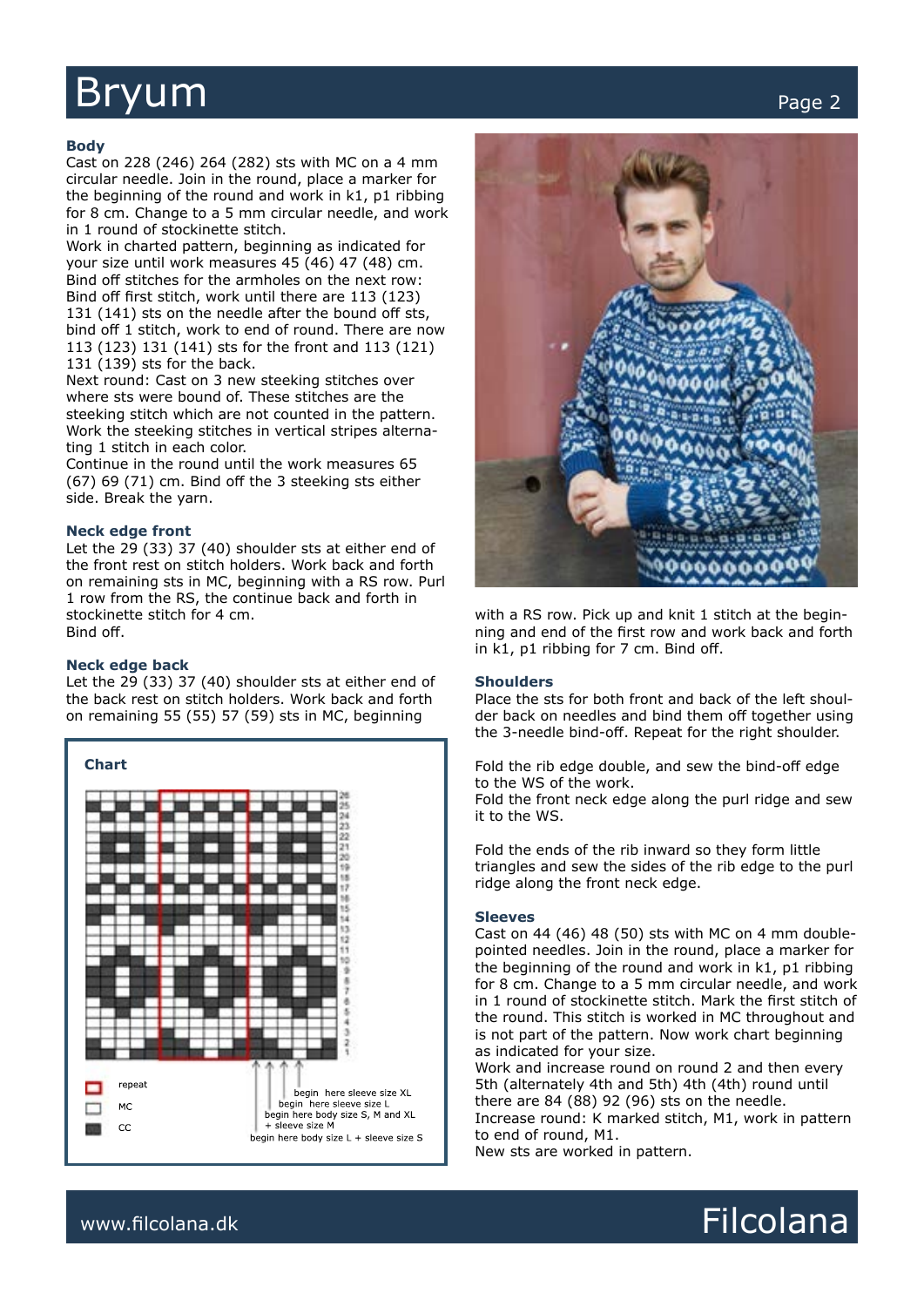## Body

Cast on 228 (246) 264 (282) sts with MC on a 4 mm circular needle. Join in the round, place a marker for the beginning of the round and work in k1, p1 ribbing for 8 cm. Change to a 5 mm circular needle, and work in 1 round of stockinette stitch.

Work in charted pattern, beginning as indicated for your size until work measures 45 (46) 47 (48) cm.

Bind off stitches for the armholes on the next row: Bind off first stitch, work until there are 113 (123) 131 (141) sts on the needle after the bound off sts, bind off 1 stitch, work to end of round. There are now 113 (123) 131 (141) sts for the front and 113 (121) 131 (139) sts for the back.

Next round: Cast on 3 new steeking stitches over where sts were bound of. These stitches are the steeking stitch which are not counted in the pattern. Work the steeking stitches in vertical stripes alternating 1 stitch in each color.

Continue in the round until the work measures 65 (67) 69 (71) cm. Bind off the 3 steeking sts either side. Break the yarn.

## Neck edge front

Let the 29 (33) 37 (40) shoulder sts at either end of the front rest on stitch holders. Work back and forth on remaining sts in MC, beginning with a RS row. Purl 1 row from the RS, the continue back and forth in stockinette stitch for 4 cm.

Bind off.

## Neck edge back

Let the 29 (33) 37 (40) shoulder sts at either end of the back rest on stitch holders. Work back and forth on remaining 55 (55) 57 (59) sts in MC, beginning with a RS row. Pick up and knit 1 stitch at the beginning and end of the first row and work back and forth in k1, p1 ribbing for 7 cm. Bind off.

## Chart

repeat

MC

CC

begin here sleeve size XL
begin here sleeve size L
begin here body size S, M and XL + sleeve size M
begin here body size L + sleeve size S

## Shoulders

Place the sts for both front and back of the left shoulder back on needles and bind them off together using the 3-needle bind-off. Repeat for the right shoulder.

Fold the rib edge double, and sew the bind-off edge to the WS of the work.

Fold the front neck edge along the purl ridge and sew it to the WS.

Fold the ends of the rib inward so they form little triangles and sew the sides of the rib edge to the purl ridge along the front neck edge.

## Sleeves

Cast on 44 (46) 48 (50) sts with MC on 4 mm double-pointed needles. Join in the round, place a marker for the beginning of the round and work in k1, p1 ribbing for 8 cm. Change to a 5 mm circular needle, and work in 1 round of stockinette stitch. Mark the first stitch of the round. This stitch is worked in MC throughout and is not part of the pattern. Now work chart beginning as indicated for your size.

Work and increase round on round 2 and then every 5th (alternately 4th and 5th) 4th (4th) round until there are 84 (88) 92 (96) sts on the needle.

Increase round: K marked stitch, M1, work in pattern to end of round, M1.

New sts are worked in pattern.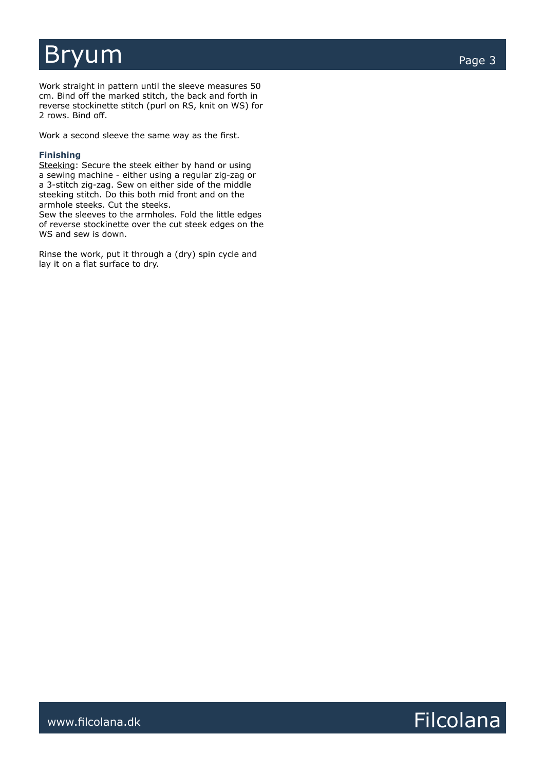Work straight in pattern until the sleeve measures 50 cm. Bind off the marked stitch, the back and forth in reverse stockinette stitch (purl on RS, knit on WS) for 2 rows. Bind off.

Work a second sleeve the same way as the first.

### Finishing

Steeking: Secure the steek either by hand or using a sewing machine - either using a regular zig-zag or a 3-stitch zig-zag. Sew on either side of the middle steeking stitch. Do this both mid front and on the armhole steeks. Cut the steeks.
Sew the sleeves to the armholes. Fold the little edges of reverse stockinette over the cut steek edges on the WS and sew is down.

Rinse the work, put it through a (dry) spin cycle and lay it on a flat surface to dry.